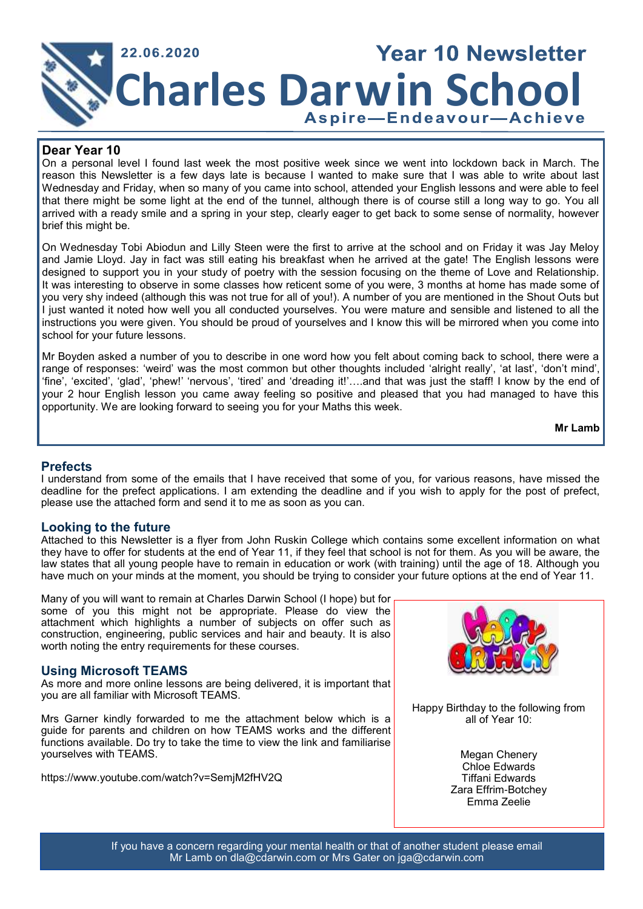22.06.2020

# Year 10 Newsletter

# Charles Darwin School

**Aspire—Endeavour—Achieve**

## Dear Year 10

On a personal level I found last week the most positive week since we went into lockdown back in March. The reason this Newsletter is a few days late is because I wanted to make sure that I was able to write about last Wednesday and Friday, when so many of you came into school, attended your English lessons and were able to feel that there might be some light at the end of the tunnel, although there is of course still a long way to go. You all arrived with a ready smile and a spring in your step, clearly eager to get back to some sense of normality, however brief this might be.

On Wednesday Tobi Abiodun and Lilly Steen were the first to arrive at the school and on Friday it was Jay Meloy and Jamie Lloyd. Jay in fact was still eating his breakfast when he arrived at the gate! The English lessons were designed to support you in your study of poetry with the session focusing on the theme of Love and Relationship. It was interesting to observe in some classes how reticent some of you were, 3 months at home has made some of you very shy indeed (although this was not true for all of you!). A number of you are mentioned in the Shout Outs but I just wanted it noted how well you all conducted yourselves. You were mature and sensible and listened to all the instructions you were given. You should be proud of yourselves and I know this will be mirrored when you come into school for your future lessons.

Mr Boyden asked a number of you to describe in one word how you felt about coming back to school, there were a range of responses: 'weird' was the most common but other thoughts included 'alright really', 'at last', 'don't mind', 'fine', 'excited', 'glad', 'phew!' 'nervous', 'tired' and 'dreading it!'….and that was just the staff! I know by the end of your 2 hour English lesson you came away feeling so positive and pleased that you had managed to have this opportunity. We are looking forward to seeing you for your Maths this week.

**Mr Lamb**

## Prefects

I understand from some of the emails that I have received that some of you, for various reasons, have missed the deadline for the prefect applications. I am extending the deadline and if you wish to apply for the post of prefect, please use the attached form and send it to me as soon as you can.

## Looking to the future

Attached to this Newsletter is a flyer from John Ruskin College which contains some excellent information on what they have to offer for students at the end of Year 11, if they feel that school is not for them. As you will be aware, the law states that all young people have to remain in education or work (with training) until the age of 18. Although you have much on your minds at the moment, you should be trying to consider your future options at the end of Year 11.

Many of you will want to remain at Charles Darwin School (I hope) but for some of you this might not be appropriate. Please do view the attachment which highlights a number of subjects on offer such as construction, engineering, public services and hair and beauty. It is also worth noting the entry requirements for these courses.

## Using Microsoft TEAMS

As more and more online lessons are being delivered, it is important that you are all familiar with Microsoft TEAMS.

Mrs Garner kindly forwarded to me the attachment below which is a guide for parents and children on how TEAMS works and the different functions available. Do try to take the time to view the link and familiarise yourselves with TEAMS.

https://www.youtube.com/watch?v=SemjM2fHV2Q

Happy Birthday to the following from all of Year 10:

Megan Chenery
Chloe Edwards
Tiffani Edwards
Zara Effrim-Botchey
Emma Zeelie

If you have a concern regarding your mental health or that of another student please email Mr Lamb on dla@cdarwin.com or Mrs Gater on jga@cdarwin.com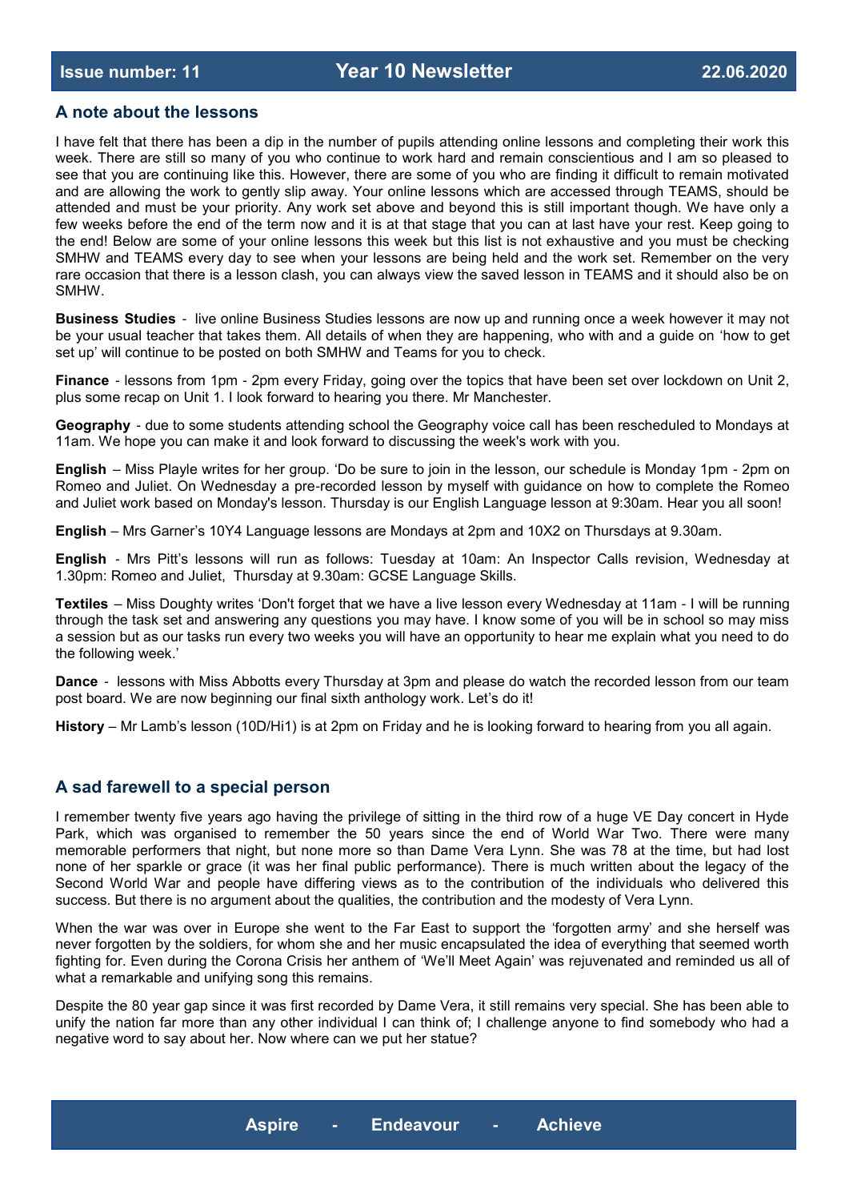## A note about the lessons

I have felt that there has been a dip in the number of pupils attending online lessons and completing their work this week. There are still so many of you who continue to work hard and remain conscientious and I am so pleased to see that you are continuing like this. However, there are some of you who are finding it difficult to remain motivated and are allowing the work to gently slip away. Your online lessons which are accessed through TEAMS, should be attended and must be your priority. Any work set above and beyond this is still important though. We have only a few weeks before the end of the term now and it is at that stage that you can at last have your rest. Keep going to the end! Below are some of your online lessons this week but this list is not exhaustive and you must be checking SMHW and TEAMS every day to see when your lessons are being held and the work set. Remember on the very rare occasion that there is a lesson clash, you can always view the saved lesson in TEAMS and it should also be on SMHW.

**Business Studies** - live online Business Studies lessons are now up and running once a week however it may not be your usual teacher that takes them. All details of when they are happening, who with and a guide on 'how to get set up' will continue to be posted on both SMHW and Teams for you to check.

**Finance** - lessons from 1pm - 2pm every Friday, going over the topics that have been set over lockdown on Unit 2, plus some recap on Unit 1. I look forward to hearing you there. Mr Manchester.

**Geography** - due to some students attending school the Geography voice call has been rescheduled to Mondays at 11am. We hope you can make it and look forward to discussing the week's work with you.

**English** – Miss Playle writes for her group. 'Do be sure to join in the lesson, our schedule is Monday 1pm - 2pm on Romeo and Juliet. On Wednesday a pre-recorded lesson by myself with guidance on how to complete the Romeo and Juliet work based on Monday's lesson. Thursday is our English Language lesson at 9:30am. Hear you all soon!

**English** – Mrs Garner's 10Y4 Language lessons are Mondays at 2pm and 10X2 on Thursdays at 9.30am.

**English** - Mrs Pitt's lessons will run as follows: Tuesday at 10am: An Inspector Calls revision, Wednesday at 1.30pm: Romeo and Juliet, Thursday at 9.30am: GCSE Language Skills.

**Textiles** – Miss Doughty writes 'Don't forget that we have a live lesson every Wednesday at 11am - I will be running through the task set and answering any questions you may have. I know some of you will be in school so may miss a session but as our tasks run every two weeks you will have an opportunity to hear me explain what you need to do the following week.'

**Dance** - lessons with Miss Abbotts every Thursday at 3pm and please do watch the recorded lesson from our team post board. We are now beginning our final sixth anthology work. Let's do it!

**History** – Mr Lamb's lesson (10D/Hi1) is at 2pm on Friday and he is looking forward to hearing from you all again.

## A sad farewell to a special person

I remember twenty five years ago having the privilege of sitting in the third row of a huge VE Day concert in Hyde Park, which was organised to remember the 50 years since the end of World War Two. There were many memorable performers that night, but none more so than Dame Vera Lynn. She was 78 at the time, but had lost none of her sparkle or grace (it was her final public performance). There is much written about the legacy of the Second World War and people have differing views as to the contribution of the individuals who delivered this success. But there is no argument about the qualities, the contribution and the modesty of Vera Lynn.

When the war was over in Europe she went to the Far East to support the 'forgotten army' and she herself was never forgotten by the soldiers, for whom she and her music encapsulated the idea of everything that seemed worth fighting for. Even during the Corona Crisis her anthem of 'We'll Meet Again' was rejuvenated and reminded us all of what a remarkable and unifying song this remains.

Despite the 80 year gap since it was first recorded by Dame Vera, it still remains very special. She has been able to unify the nation far more than any other individual I can think of; I challenge anyone to find somebody who had a negative word to say about her. Now where can we put her statue?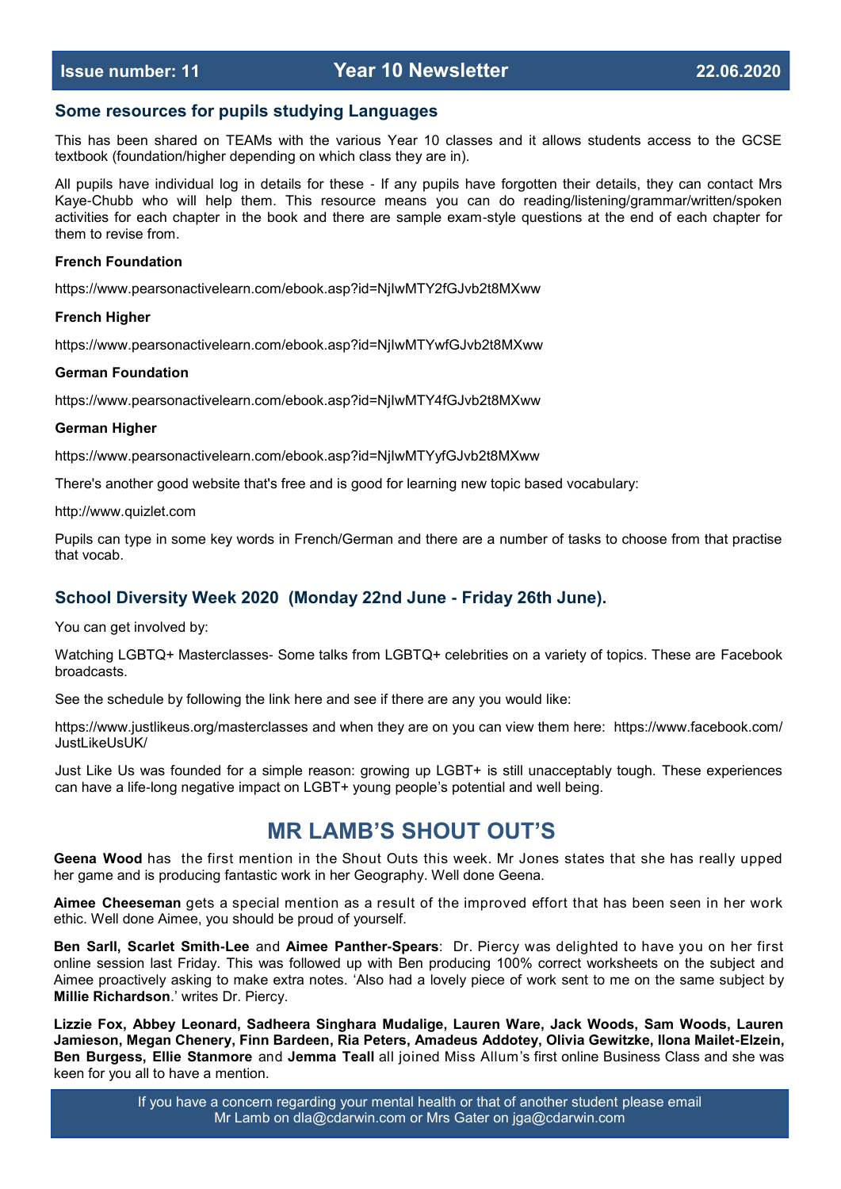Issue number: 11 | **Year 10 Newsletter** | 22.06.2020

## Some resources for pupils studying Languages

This has been shared on TEAMs with the various Year 10 classes and it allows students access to the GCSE textbook (foundation/higher depending on which class they are in).

All pupils have individual log in details for these - If any pupils have forgotten their details, they can contact Mrs Kaye-Chubb who will help them. This resource means you can do reading/listening/grammar/written/spoken activities for each chapter in the book and there are sample exam-style questions at the end of each chapter for them to revise from.

**French Foundation**

https://www.pearsonactivelearn.com/ebook.asp?id=NjIwMTY2fGJvb2t8MXww

**French Higher**

https://www.pearsonactivelearn.com/ebook.asp?id=NjIwMTYwfGJvb2t8MXww

**German Foundation**

https://www.pearsonactivelearn.com/ebook.asp?id=NjIwMTY4fGJvb2t8MXww

**German Higher**

https://www.pearsonactivelearn.com/ebook.asp?id=NjIwMTYyfGJvb2t8MXww

There's another good website that's free and is good for learning new topic based vocabulary:

http://www.quizlet.com

Pupils can type in some key words in French/German and there are a number of tasks to choose from that practise that vocab.

## School Diversity Week 2020 (Monday 22nd June - Friday 26th June).

You can get involved by:

Watching LGBTQ+ Masterclasses- Some talks from LGBTQ+ celebrities on a variety of topics. These are Facebook broadcasts.

See the schedule by following the link here and see if there are any you would like:

https://www.justlikeus.org/masterclasses and when they are on you can view them here: https://www.facebook.com/JustLikeUsUK/

Just Like Us was founded for a simple reason: growing up LGBT+ is still unacceptably tough. These experiences can have a life-long negative impact on LGBT+ young people's potential and well being.

# MR LAMB'S SHOUT OUT'S

**Geena Wood** has the first mention in the Shout Outs this week. Mr Jones states that she has really upped her game and is producing fantastic work in her Geography. Well done Geena.

**Aimee Cheeseman** gets a special mention as a result of the improved effort that has been seen in her work ethic. Well done Aimee, you should be proud of yourself.

**Ben Sarll, Scarlet Smith-Lee** and **Aimee Panther-Spears**: Dr. Piercy was delighted to have you on her first online session last Friday. This was followed up with Ben producing 100% correct worksheets on the subject and Aimee proactively asking to make extra notes. 'Also had a lovely piece of work sent to me on the same subject by **Millie Richardson**.' writes Dr. Piercy.

**Lizzie Fox, Abbey Leonard, Sadheera Singhara Mudalige, Lauren Ware, Jack Woods, Sam Woods, Lauren Jamieson, Megan Chenery, Finn Bardeen, Ria Peters, Amadeus Addotey, Olivia Gewitzke, Ilona Mailet-Elzein, Ben Burgess, Ellie Stanmore** and **Jemma Teall** all joined Miss Allum's first online Business Class and she was keen for you all to have a mention.

If you have a concern regarding your mental health or that of another student please email Mr Lamb on dla@cdarwin.com or Mrs Gater on jga@cdarwin.com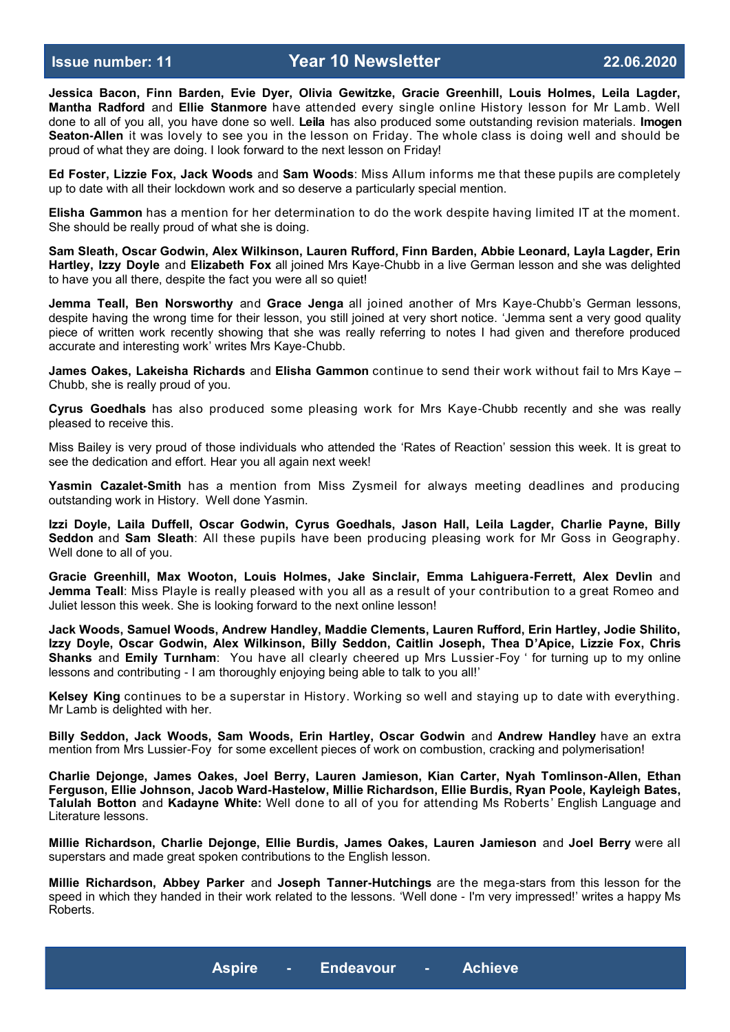**Jessica Bacon, Finn Barden, Evie Dyer, Olivia Gewitzke, Gracie Greenhill, Louis Holmes, Leila Lagder, Mantha Radford** and **Ellie Stanmore** have attended every single online History lesson for Mr Lamb. Well done to all of you, you have done so well. **Leila** has also produced some outstanding revision materials. **Imogen Seaton-Allen** it was lovely to see you in the lesson on Friday. The whole class is doing well and should be proud of what they are doing. I look forward to the next lesson on Friday!

**Ed Foster, Lizzie Fox, Jack Woods** and **Sam Woods**: Miss Allum informs me that these pupils are completely up to date with all their lockdown work and so deserve a particularly special mention.

**Elisha Gammon** has a mention for her determination to do the work despite having limited IT at the moment. She should be really proud of what she is doing.

**Sam Sleath, Oscar Godwin, Alex Wilkinson, Lauren Rufford, Finn Barden, Abbie Leonard, Layla Lagder, Erin Hartley, Izzy Doyle** and **Elizabeth Fox** all joined Mrs Kaye-Chubb in a live German lesson and she was delighted to have you all there, despite the fact you were all so quiet!

**Jemma Teall, Ben Norsworthy** and **Grace Jenga** all joined another of Mrs Kaye-Chubb's German lessons, despite having the wrong time for their lesson, you still joined at very short notice. 'Jemma sent a very good quality piece of written work recently showing that she was really referring to notes I had given and therefore produced accurate and interesting work' writes Mrs Kaye-Chubb.

**James Oakes, Lakeisha Richards** and **Elisha Gammon** continue to send their work without fail to Mrs Kaye – Chubb, she is really proud of you.

**Cyrus Goedhals** has also produced some pleasing work for Mrs Kaye-Chubb recently and she was really pleased to receive this.

Miss Bailey is very proud of those individuals who attended the 'Rates of Reaction' session this week. It is great to see the dedication and effort. Hear you all again next week!

**Yasmin Cazalet-Smith** has a mention from Miss Zysmeil for always meeting deadlines and producing outstanding work in History. Well done Yasmin.

**Izzi Doyle, Laila Duffell, Oscar Godwin, Cyrus Goedhals, Jason Hall, Leila Lagder, Charlie Payne, Billy Seddon** and **Sam Sleath**: All these pupils have been producing pleasing work for Mr Goss in Geography. Well done to all of you.

**Gracie Greenhill, Max Wooton, Louis Holmes, Jake Sinclair, Emma Lahiguera-Ferrett, Alex Devlin** and **Jemma Teall**: Miss Playle is really pleased with you all as a result of your contribution to a great Romeo and Juliet lesson this week. She is looking forward to the next online lesson!

**Jack Woods, Samuel Woods, Andrew Handley, Maddie Clements, Lauren Rufford, Erin Hartley, Jodie Shilito, Izzy Doyle, Oscar Godwin, Alex Wilkinson, Billy Seddon, Caitlin Joseph, Thea D'Apice, Lizzie Fox, Chris Shanks** and **Emily Turnham**: You have all clearly cheered up Mrs Lussier-Foy ' for turning up to my online lessons and contributing - I am thoroughly enjoying being able to talk to you all!'

**Kelsey King** continues to be a superstar in History. Working so well and staying up to date with everything. Mr Lamb is delighted with her.

**Billy Seddon, Jack Woods, Sam Woods, Erin Hartley, Oscar Godwin** and **Andrew Handley** have an extra mention from Mrs Lussier-Foy for some excellent pieces of work on combustion, cracking and polymerisation!

**Charlie Dejonge, James Oakes, Joel Berry, Lauren Jamieson, Kian Carter, Nyah Tomlinson-Allen, Ethan Ferguson, Ellie Johnson, Jacob Ward-Hastelow, Millie Richardson, Ellie Burdis, Ryan Poole, Kayleigh Bates, Talulah Botton** and **Kadayne White:** Well done to all of you for attending Ms Roberts' English Language and Literature lessons.

**Millie Richardson, Charlie Dejonge, Ellie Burdis, James Oakes, Lauren Jamieson** and **Joel Berry** were all superstars and made great spoken contributions to the English lesson.

**Millie Richardson, Abbey Parker** and **Joseph Tanner-Hutchings** are the mega-stars from this lesson for the speed in which they handed in their work related to the lessons. 'Well done - I'm very impressed!' writes a happy Ms Roberts.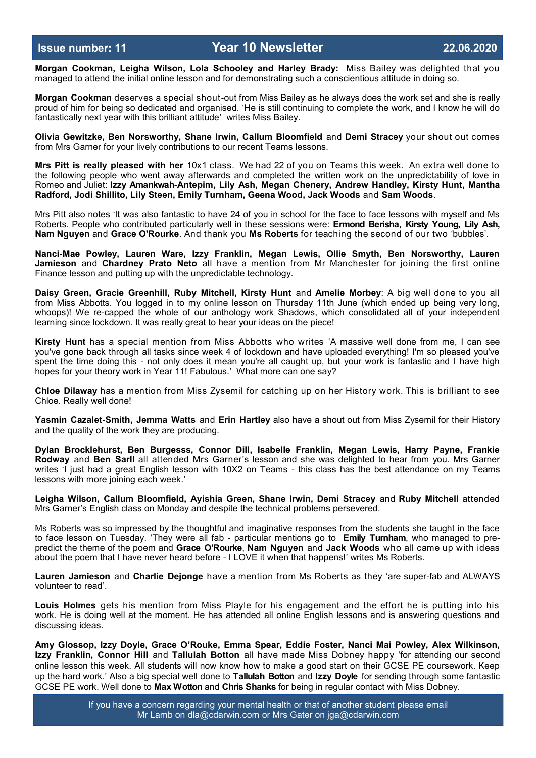**Morgan Cookman, Leigha Wilson, Lola Schooley and Harley Brady:** Miss Bailey was delighted that you managed to attend the initial online lesson and for demonstrating such a conscientious attitude in doing so.

**Morgan Cookman** deserves a special shout-out from Miss Bailey as he always does the work set and she is really proud of him for being so dedicated and organised. 'He is still continuing to complete the work, and I know he will do fantastically next year with this brilliant attitude' writes Miss Bailey.

**Olivia Gewitzke, Ben Norsworthy, Shane Irwin, Callum Bloomfield** and **Demi Stracey** your shout out comes from Mrs Garner for your lively contributions to our recent Teams lessons.

**Mrs Pitt is really pleased with her** 10x1 class. We had 22 of you on Teams this week. An extra well done to the following people who went away afterwards and completed the written work on the unpredictability of love in Romeo and Juliet: **Izzy Amankwah-Antepim, Lily Ash, Megan Chenery, Andrew Handley, Kirsty Hunt, Mantha Radford, Jodi Shillito, Lily Steen, Emily Turnham, Geena Wood, Jack Woods** and **Sam Woods**.

Mrs Pitt also notes 'It was also fantastic to have 24 of you in school for the face to face lessons with myself and Ms Roberts. People who contributed particularly well in these sessions were: **Ermond Berisha, Kirsty Young, Lily Ash, Nam Nguyen** and **Grace O'Rourke**. And thank you **Ms Roberts** for teaching the second of our two 'bubbles'.

**Nanci-Mae Powley, Lauren Ware, Izzy Franklin, Megan Lewis, Ollie Smyth, Ben Norsworthy, Lauren Jamieson** and **Chardney Prato Neto** all have a mention from Mr Manchester for joining the first online Finance lesson and putting up with the unpredictable technology.

**Daisy Green, Gracie Greenhill, Ruby Mitchell, Kirsty Hunt** and **Amelie Morbey**: A big well done to you all from Miss Abbotts. You logged in to my online lesson on Thursday 11th June (which ended up being very long, whoops)! We re-capped the whole of our anthology work Shadows, which consolidated all of your independent learning since lockdown. It was really great to hear your ideas on the piece!

**Kirsty Hunt** has a special mention from Miss Abbotts who writes 'A massive well done from me, I can see you've gone back through all tasks since week 4 of lockdown and have uploaded everything! I'm so pleased you've spent the time doing this - not only does it mean you're all caught up, but your work is fantastic and I have high hopes for your theory work in Year 11! Fabulous.' What more can one say?

**Chloe Dilaway** has a mention from Miss Zysemil for catching up on her History work. This is brilliant to see Chloe. Really well done!

**Yasmin Cazalet-Smith, Jemma Watts** and **Erin Hartley** also have a shout out from Miss Zysemil for their History and the quality of the work they are producing.

**Dylan Brocklehurst, Ben Burgesss, Connor Dill, Isabelle Franklin, Megan Lewis, Harry Payne, Frankie Rodway** and **Ben Sarll** all attended Mrs Garner's lesson and she was delighted to hear from you. Mrs Garner writes 'I just had a great English lesson with 10X2 on Teams - this class has the best attendance on my Teams lessons with more joining each week.'

**Leigha Wilson, Callum Bloomfield, Ayishia Green, Shane Irwin, Demi Stracey** and **Ruby Mitchell** attended Mrs Garner's English class on Monday and despite the technical problems persevered.

Ms Roberts was so impressed by the thoughtful and imaginative responses from the students she taught in the face to face lesson on Tuesday. 'They were all fab - particular mentions go to **Emily Turnham**, who managed to pre-predict the theme of the poem and **Grace O'Rourke**, **Nam Nguyen** and **Jack Woods** who all came up with ideas about the poem that I have never heard before - I LOVE it when that happens!' writes Ms Roberts.

**Lauren Jamieson** and **Charlie Dejonge** have a mention from Ms Roberts as they 'are super-fab and ALWAYS volunteer to read'.

**Louis Holmes** gets his mention from Miss Playle for his engagement and the effort he is putting into his work. He is doing well at the moment. He has attended all online English lessons and is answering questions and discussing ideas.

**Amy Glossop, Izzy Doyle, Grace O'Rouke, Emma Spear, Eddie Foster, Nanci Mai Powley, Alex Wilkinson, Izzy Franklin, Connor Hill** and **Tallulah Botton** all have made Miss Dobney happy 'for attending our second online lesson this week. All students will now know how to make a good start on their GCSE PE coursework. Keep up the hard work.' Also a big special well done to **Tallulah Botton** and **Izzy Doyle** for sending through some fantastic GCSE PE work. Well done to **Max Wotton** and **Chris Shanks** for being in regular contact with Miss Dobney.

If you have a concern regarding your mental health or that of another student please email Mr Lamb on dla@cdarwin.com or Mrs Gater on jga@cdarwin.com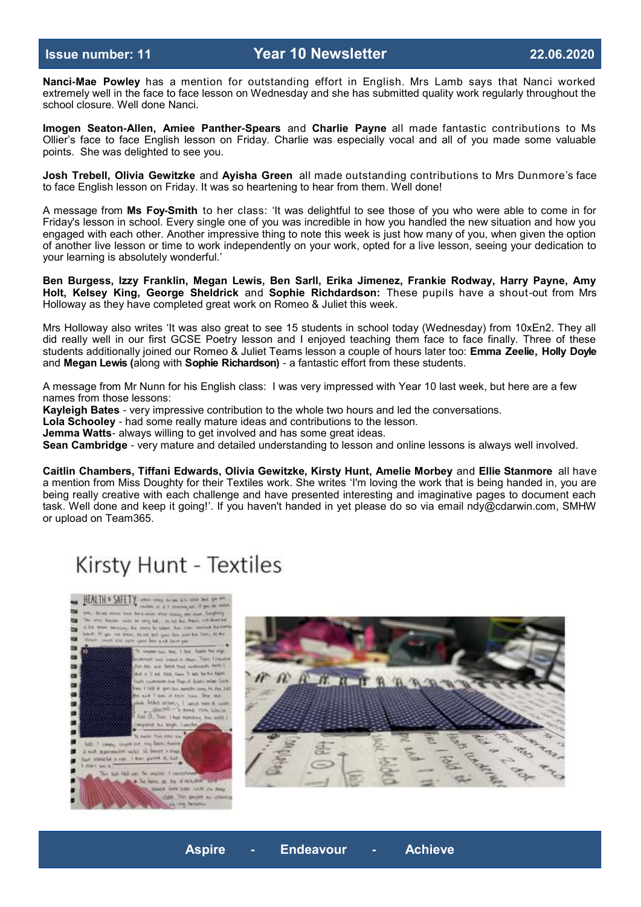Nanci-Mae Powley has a mention for outstanding effort in English. Mrs Lamb says that Nanci worked extremely well in the face to face lesson on Wednesday and she has submitted quality work regularly throughout the school closure. Well done Nanci.

**Imogen Seaton-Allen, Amiee Panther-Spears** and **Charlie Payne** all made fantastic contributions to Ms Ollier's face to face English lesson on Friday. Charlie was especially vocal and all of you made some valuable points. She was delighted to see you.

**Josh Trebell, Olivia Gewitzke** and **Ayisha Green** all made outstanding contributions to Mrs Dunmore's face to face English lesson on Friday. It was so heartening to hear from them. Well done!

A message from **Ms Foy-Smith** to her class: 'It was delightful to see those of you who were able to come in for Friday's lesson in school. Every single one of you was incredible in how you handled the new situation and how you engaged with each other. Another impressive thing to note this week is just how many of you, when given the option of another live lesson or time to work independently on your work, opted for a live lesson, seeing your dedication to your learning is absolutely wonderful.'

**Ben Burgess, Izzy Franklin, Megan Lewis, Ben Sarll, Erika Jimenez, Frankie Rodway, Harry Payne, Amy Holt, Kelsey King, George Sheldrick** and **Sophie Richdardson:** These pupils have a shout-out from Mrs Holloway as they have completed great work on Romeo & Juliet this week.

Mrs Holloway also writes 'It was also great to see 15 students in school today (Wednesday) from 10xEn2. They all did really well in our first GCSE Poetry lesson and I enjoyed teaching them face to face finally. Three of these students additionally joined our Romeo & Juliet Teams lesson a couple of hours later too: **Emma Zeelie, Holly Doyle** and **Megan Lewis (**along with **Sophie Richardson)** - a fantastic effort from these students.

A message from Mr Nunn for his English class: I was very impressed with Year 10 last week, but here are a few names from those lessons:
**Kayleigh Bates** - very impressive contribution to the whole two hours and led the conversations.
**Lola Schooley** - had some really mature ideas and contributions to the lesson.
**Jemma Watts**- always willing to get involved and has some great ideas.
**Sean Cambridge** - very mature and detailed understanding to lesson and online lessons is always well involved.

**Caitlin Chambers, Tiffani Edwards, Olivia Gewitzke, Kirsty Hunt, Amelie Morbey** and **Ellie Stanmore** all have a mention from Miss Doughty for their Textiles work. She writes 'I'm loving the work that is being handed in, you are being really creative with each challenge and have presented interesting and imaginative pages to document each task. Well done and keep it going!'. If you haven't handed in yet please do so via email ndy@cdarwin.com, SMHW or upload on Team365.

## Kirsty Hunt - Textiles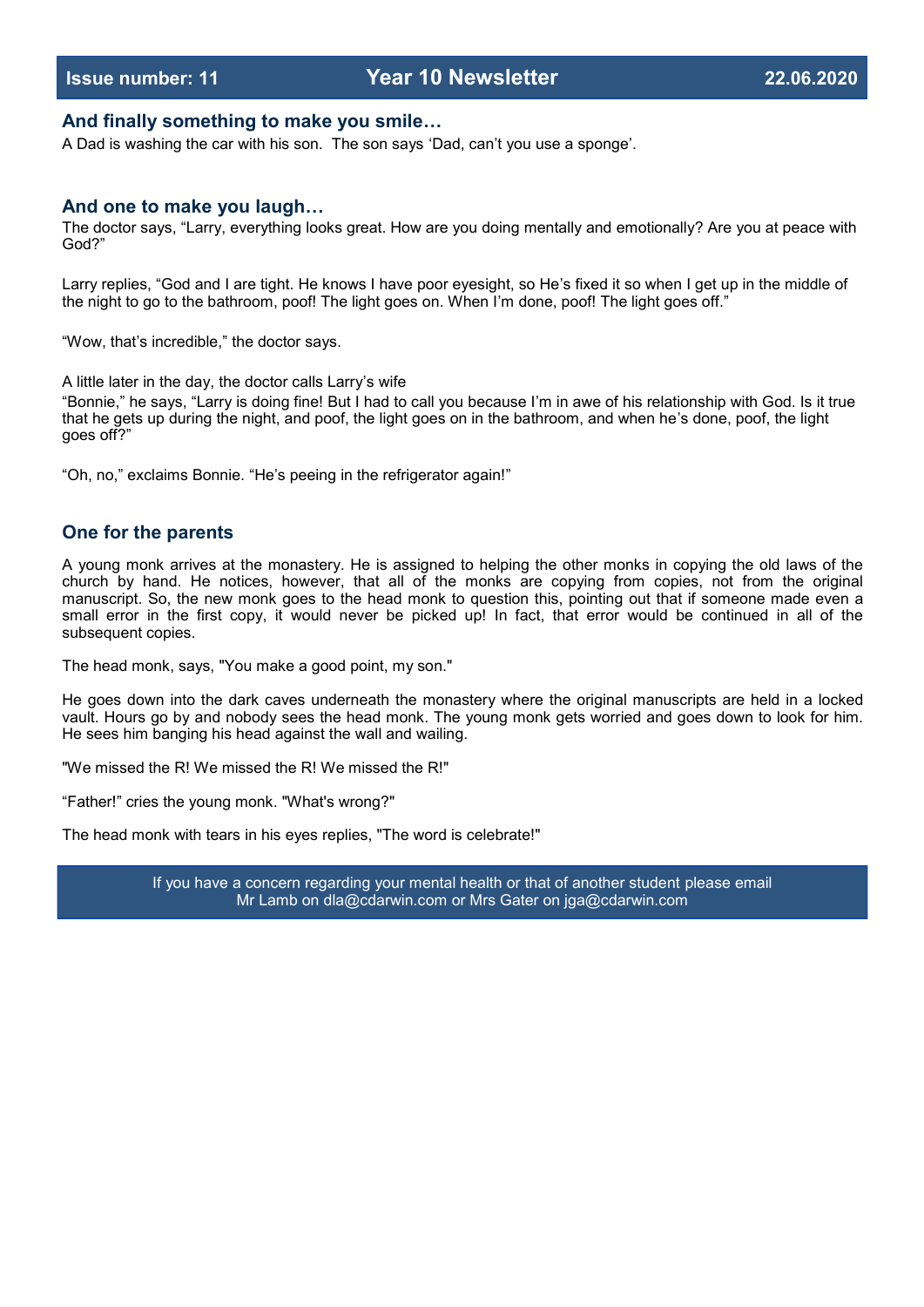## And finally something to make you smile…

A Dad is washing the car with his son. The son says 'Dad, can't you use a sponge'.

## And one to make you laugh…

The doctor says, "Larry, everything looks great. How are you doing mentally and emotionally? Are you at peace with God?"

Larry replies, "God and I are tight. He knows I have poor eyesight, so He's fixed it so when I get up in the middle of the night to go to the bathroom, poof! The light goes on. When I'm done, poof! The light goes off."

"Wow, that's incredible," the doctor says.

A little later in the day, the doctor calls Larry's wife

"Bonnie," he says, "Larry is doing fine! But I had to call you because I'm in awe of his relationship with God. Is it true that he gets up during the night, and poof, the light goes on in the bathroom, and when he's done, poof, the light goes off?"

"Oh, no," exclaims Bonnie. "He's peeing in the refrigerator again!"

## One for the parents

A young monk arrives at the monastery. He is assigned to helping the other monks in copying the old laws of the church by hand. He notices, however, that all of the monks are copying from copies, not from the original manuscript. So, the new monk goes to the head monk to question this, pointing out that if someone made even a small error in the first copy, it would never be picked up! In fact, that error would be continued in all of the subsequent copies.

The head monk, says, "You make a good point, my son."

He goes down into the dark caves underneath the monastery where the original manuscripts are held in a locked vault. Hours go by and nobody sees the head monk. The young monk gets worried and goes down to look for him. He sees him banging his head against the wall and wailing.

"We missed the R! We missed the R! We missed the R!"

"Father!" cries the young monk. "What's wrong?"

The head monk with tears in his eyes replies, "The word is celebrate!"

If you have a concern regarding your mental health or that of another student please email Mr Lamb on dla@cdarwin.com or Mrs Gater on jga@cdarwin.com